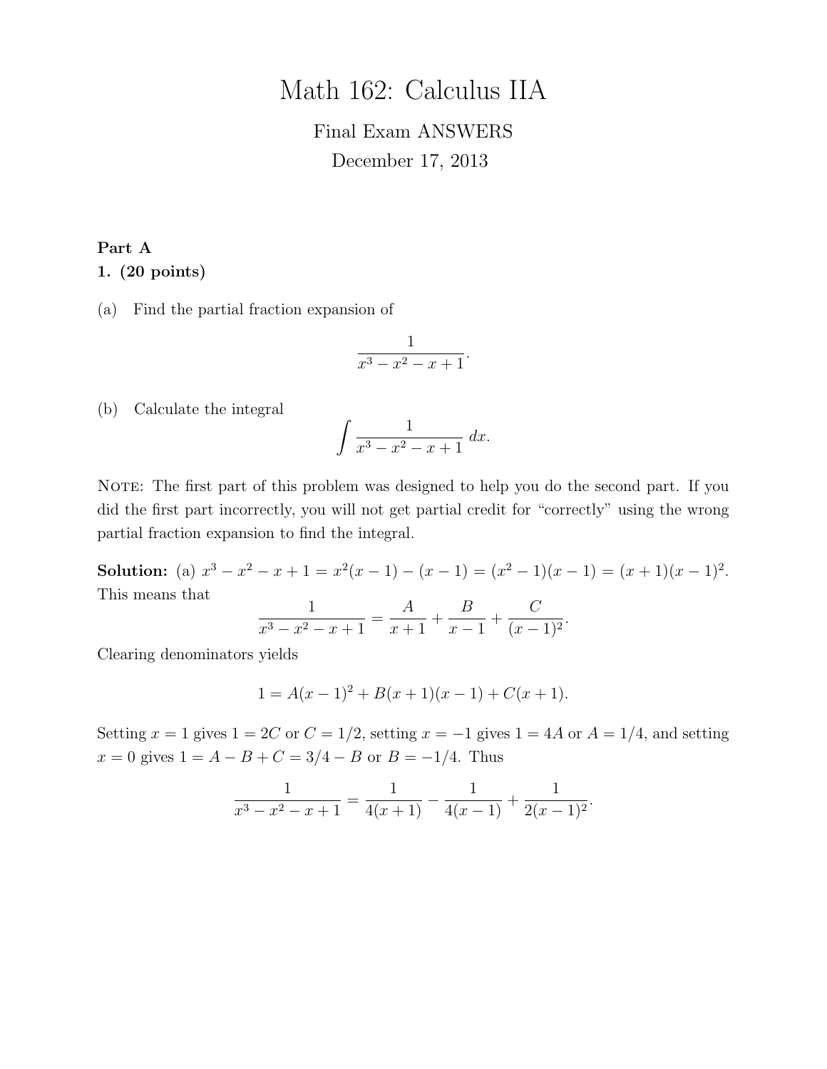# Math 162: Calculus IIA

Final Exam ANSWERS

December 17, 2013

**Part A**

**1. (20 points)**

(a) Find the partial fraction expansion of

$$\frac{1}{x^3 - x^2 - x + 1}.$$

(b) Calculate the integral

$$\int \frac{1}{x^3 - x^2 - x + 1}\, dx.$$

NOTE: The first part of this problem was designed to help you do the second part. If you did the first part incorrectly, you will not get partial credit for "correctly" using the wrong partial fraction expansion to find the integral.

**Solution:** (a) $x^3 - x^2 - x + 1 = x^2(x-1) - (x-1) = (x^2-1)(x-1) = (x+1)(x-1)^2$. This means that

$$\frac{1}{x^3 - x^2 - x + 1} = \frac{A}{x+1} + \frac{B}{x-1} + \frac{C}{(x-1)^2}.$$

Clearing denominators yields

$$1 = A(x-1)^2 + B(x+1)(x-1) + C(x+1).$$

Setting $x = 1$ gives $1 = 2C$ or $C = 1/2$, setting $x = -1$ gives $1 = 4A$ or $A = 1/4$, and setting $x = 0$ gives $1 = A - B + C = 3/4 - B$ or $B = -1/4$. Thus

$$\frac{1}{x^3 - x^2 - x + 1} = \frac{1}{4(x+1)} - \frac{1}{4(x-1)} + \frac{1}{2(x-1)^2}.$$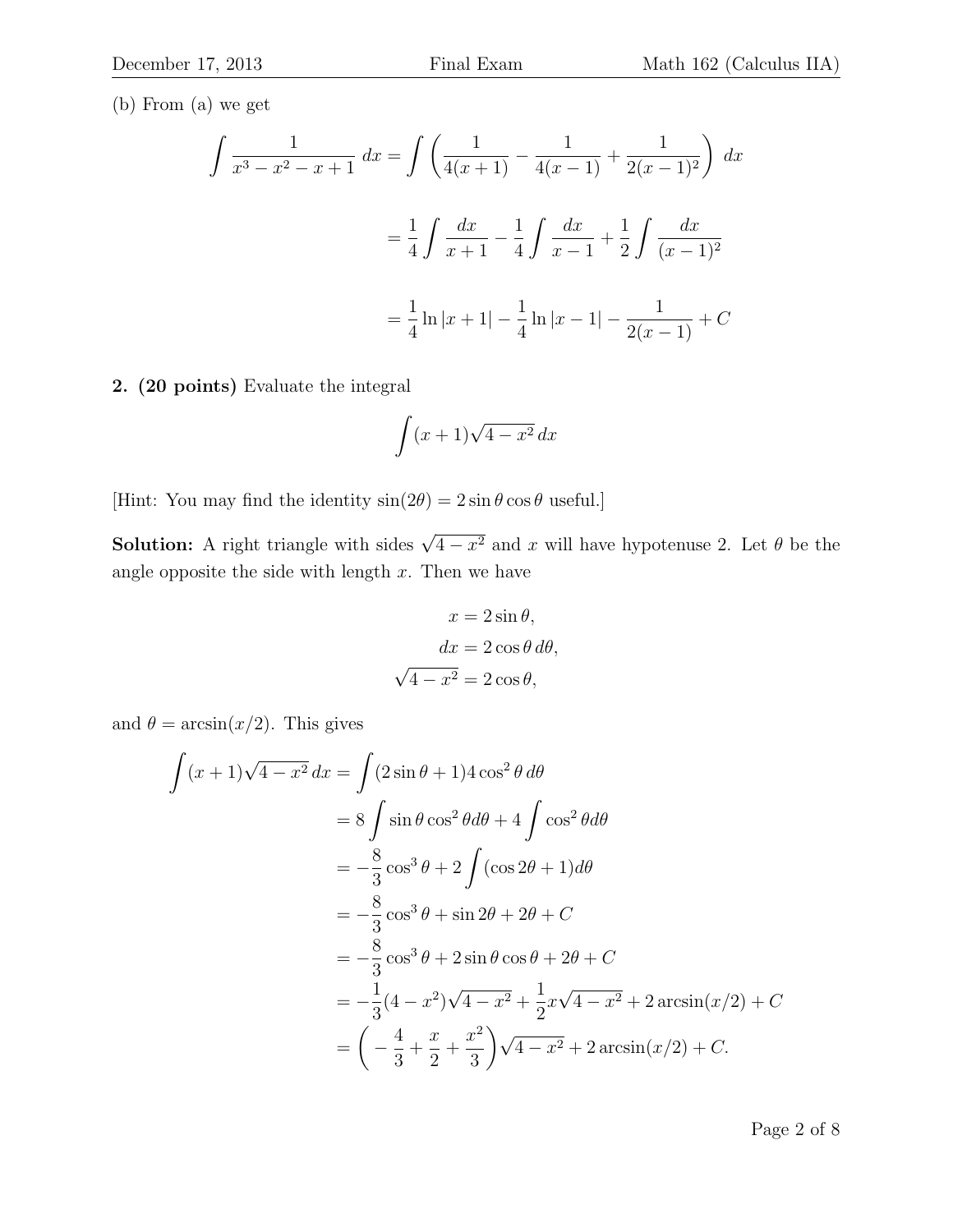(b) From (a) we get

$$\int \frac{1}{x^3 - x^2 - x + 1}\,dx = \int \left( \frac{1}{4(x+1)} - \frac{1}{4(x-1)} + \frac{1}{2(x-1)^2} \right)\,dx$$

$$= \frac{1}{4}\int \frac{dx}{x+1} - \frac{1}{4}\int \frac{dx}{x-1} + \frac{1}{2}\int \frac{dx}{(x-1)^2}$$

$$= \frac{1}{4}\ln|x+1| - \frac{1}{4}\ln|x-1| - \frac{1}{2(x-1)} + C$$

**2. (20 points)** Evaluate the integral

$$\int (x+1)\sqrt{4-x^2}\,dx$$

[Hint: You may find the identity $\sin(2\theta) = 2\sin\theta\cos\theta$ useful.]

**Solution:** A right triangle with sides $\sqrt{4-x^2}$ and $x$ will have hypotenuse 2. Let $\theta$ be the angle opposite the side with length $x$. Then we have

$$x = 2\sin\theta,$$
$$dx = 2\cos\theta\,d\theta,$$
$$\sqrt{4-x^2} = 2\cos\theta,$$

and $\theta = \arcsin(x/2)$. This gives

$$\begin{aligned}
\int (x+1)\sqrt{4-x^2}\,dx &= \int (2\sin\theta + 1)4\cos^2\theta\,d\theta \\
&= 8\int \sin\theta\cos^2\theta d\theta + 4\int \cos^2\theta d\theta \\
&= -\frac{8}{3}\cos^3\theta + 2\int (\cos 2\theta + 1)d\theta \\
&= -\frac{8}{3}\cos^3\theta + \sin 2\theta + 2\theta + C \\
&= -\frac{8}{3}\cos^3\theta + 2\sin\theta\cos\theta + 2\theta + C \\
&= -\frac{1}{3}(4-x^2)\sqrt{4-x^2} + \frac{1}{2}x\sqrt{4-x^2} + 2\arcsin(x/2) + C \\
&= \left( -\frac{4}{3} + \frac{x}{2} + \frac{x^2}{3} \right)\sqrt{4-x^2} + 2\arcsin(x/2) + C.
\end{aligned}$$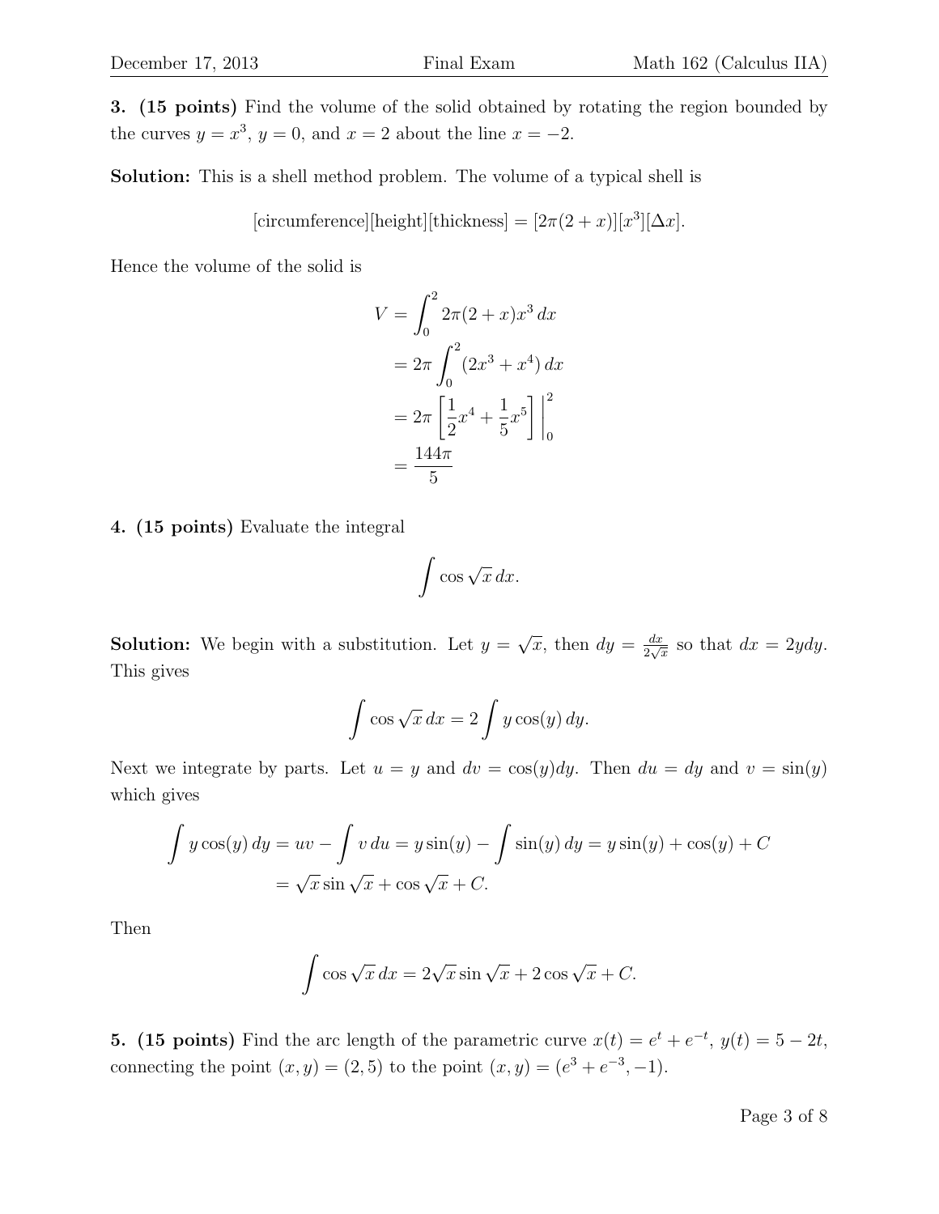**3. (15 points)** Find the volume of the solid obtained by rotating the region bounded by the curves $y = x^3$, $y = 0$, and $x = 2$ about the line $x = -2$.

**Solution:** This is a shell method problem. The volume of a typical shell is

$$[\text{circumference}][\text{height}][\text{thickness}] = [2\pi(2+x)][x^3][\Delta x].$$

Hence the volume of the solid is

$$\begin{aligned}
V &= \int_0^2 2\pi(2+x)x^3\,dx \\
&= 2\pi \int_0^2 (2x^3 + x^4)\,dx \\
&= 2\pi \left[\frac{1}{2}x^4 + \frac{1}{5}x^5\right]\Bigg|_0^2 \\
&= \frac{144\pi}{5}
\end{aligned}$$

**4. (15 points)** Evaluate the integral

$$\int \cos\sqrt{x}\,dx.$$

**Solution:** We begin with a substitution. Let $y = \sqrt{x}$, then $dy = \frac{dx}{2\sqrt{x}}$ so that $dx = 2ydy$. This gives

$$\int \cos\sqrt{x}\,dx = 2\int y\cos(y)\,dy.$$

Next we integrate by parts. Let $u = y$ and $dv = \cos(y)dy$. Then $du = dy$ and $v = \sin(y)$ which gives

$$\begin{aligned}
\int y\cos(y)\,dy &= uv - \int v\,du = y\sin(y) - \int \sin(y)\,dy = y\sin(y) + \cos(y) + C \\
&= \sqrt{x}\sin\sqrt{x} + \cos\sqrt{x} + C.
\end{aligned}$$

Then

$$\int \cos\sqrt{x}\,dx = 2\sqrt{x}\sin\sqrt{x} + 2\cos\sqrt{x} + C.$$

**5. (15 points)** Find the arc length of the parametric curve $x(t) = e^t + e^{-t}$, $y(t) = 5 - 2t$, connecting the point $(x, y) = (2, 5)$ to the point $(x, y) = (e^3 + e^{-3}, -1)$.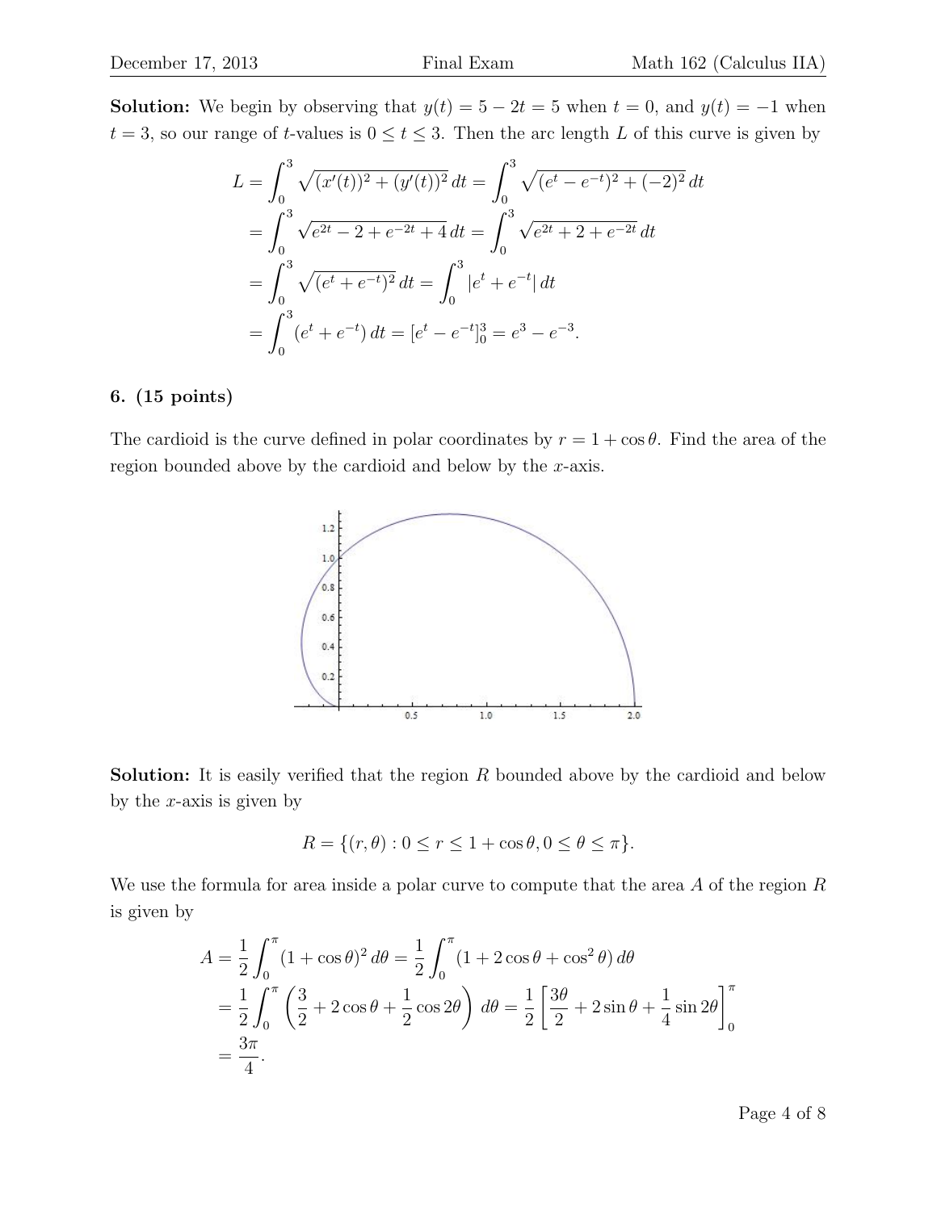**Solution:** We begin by observing that $y(t) = 5 - 2t = 5$ when $t = 0$, and $y(t) = -1$ when $t = 3$, so our range of $t$-values is $0 \leq t \leq 3$. Then the arc length $L$ of this curve is given by

$$
\begin{aligned}
L &= \int_0^3 \sqrt{(x'(t))^2 + (y'(t))^2}\, dt = \int_0^3 \sqrt{(e^t - e^{-t})^2 + (-2)^2}\, dt \\
&= \int_0^3 \sqrt{e^{2t} - 2 + e^{-2t} + 4}\, dt = \int_0^3 \sqrt{e^{2t} + 2 + e^{-2t}}\, dt \\
&= \int_0^3 \sqrt{(e^t + e^{-t})^2}\, dt = \int_0^3 |e^t + e^{-t}|\, dt \\
&= \int_0^3 (e^t + e^{-t})\, dt = [e^t - e^{-t}]_0^3 = e^3 - e^{-3}.
\end{aligned}
$$

**6. (15 points)**

The cardioid is the curve defined in polar coordinates by $r = 1 + \cos\theta$. Find the area of the region bounded above by the cardioid and below by the $x$-axis.

**Solution:** It is easily verified that the region $R$ bounded above by the cardioid and below by the $x$-axis is given by

$$
R = \{(r, \theta) : 0 \leq r \leq 1 + \cos\theta, 0 \leq \theta \leq \pi\}.
$$

We use the formula for area inside a polar curve to compute that the area $A$ of the region $R$ is given by

$$
\begin{aligned}
A &= \frac{1}{2}\int_0^\pi (1 + \cos\theta)^2\, d\theta = \frac{1}{2}\int_0^\pi (1 + 2\cos\theta + \cos^2\theta)\, d\theta \\
&= \frac{1}{2}\int_0^\pi \left(\frac{3}{2} + 2\cos\theta + \frac{1}{2}\cos 2\theta\right)\, d\theta = \frac{1}{2}\left[\frac{3\theta}{2} + 2\sin\theta + \frac{1}{4}\sin 2\theta\right]_0^\pi \\
&= \frac{3\pi}{4}.
\end{aligned}
$$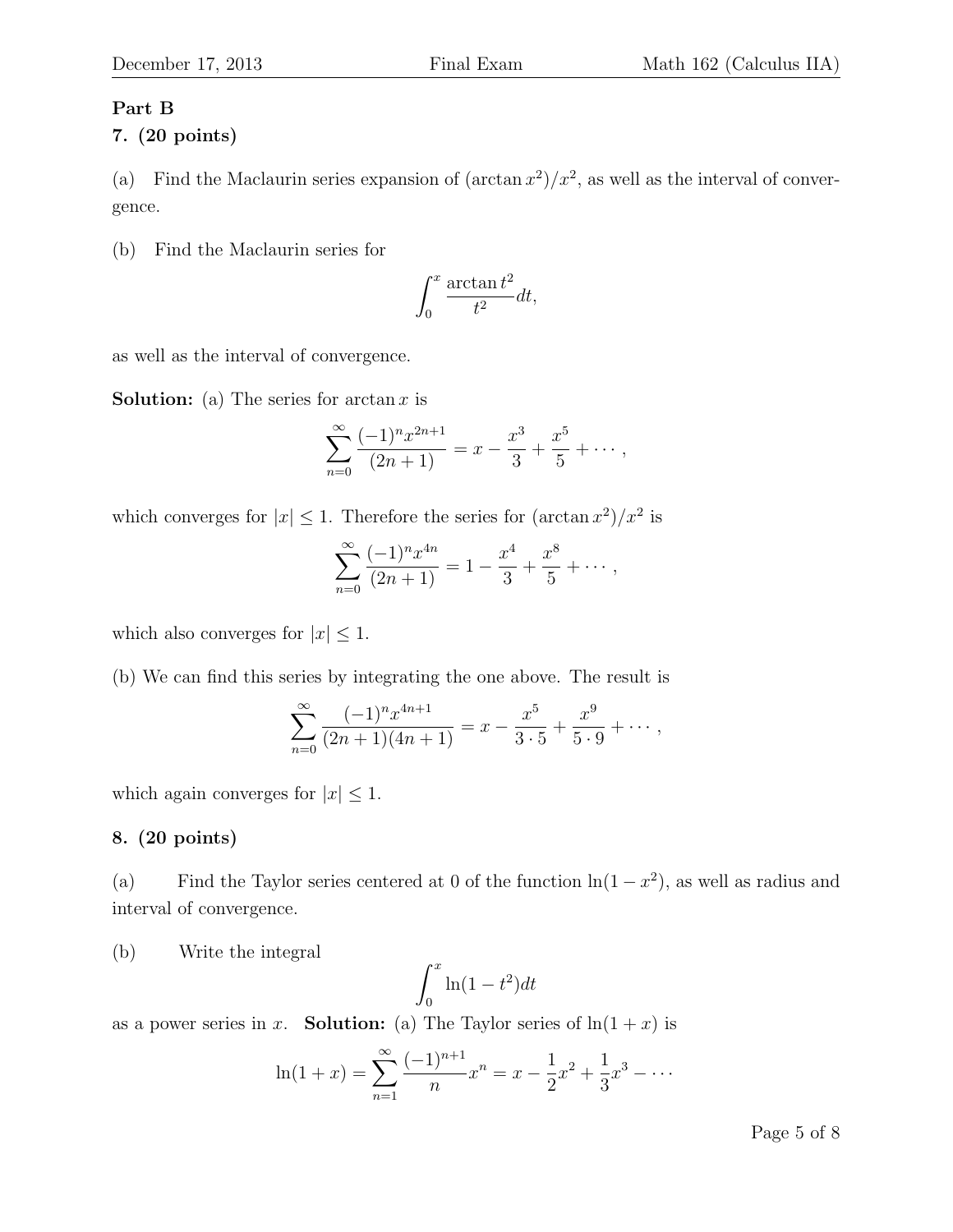## Part B

### 7. (20 points)

(a) Find the Maclaurin series expansion of $(\arctan x^2)/x^2$, as well as the interval of convergence.

(b) Find the Maclaurin series for

$$\int_0^x \frac{\arctan t^2}{t^2} dt,$$

as well as the interval of convergence.

**Solution:** (a) The series for $\arctan x$ is

$$\sum_{n=0}^{\infty} \frac{(-1)^n x^{2n+1}}{(2n+1)} = x - \frac{x^3}{3} + \frac{x^5}{5} + \cdots,$$

which converges for $|x| \le 1$. Therefore the series for $(\arctan x^2)/x^2$ is

$$\sum_{n=0}^{\infty} \frac{(-1)^n x^{4n}}{(2n+1)} = 1 - \frac{x^4}{3} + \frac{x^8}{5} + \cdots,$$

which also converges for $|x| \le 1$.

(b) We can find this series by integrating the one above. The result is

$$\sum_{n=0}^{\infty} \frac{(-1)^n x^{4n+1}}{(2n+1)(4n+1)} = x - \frac{x^5}{3 \cdot 5} + \frac{x^9}{5 \cdot 9} + \cdots,$$

which again converges for $|x| \le 1$.

### 8. (20 points)

(a) Find the Taylor series centered at 0 of the function $\ln(1 - x^2)$, as well as radius and interval of convergence.

(b) Write the integral

$$\int_0^x \ln(1 - t^2) dt$$

as a power series in $x$. **Solution:** (a) The Taylor series of $\ln(1 + x)$ is

$$\ln(1 + x) = \sum_{n=1}^{\infty} \frac{(-1)^{n+1}}{n} x^n = x - \frac{1}{2}x^2 + \frac{1}{3}x^3 - \cdots$$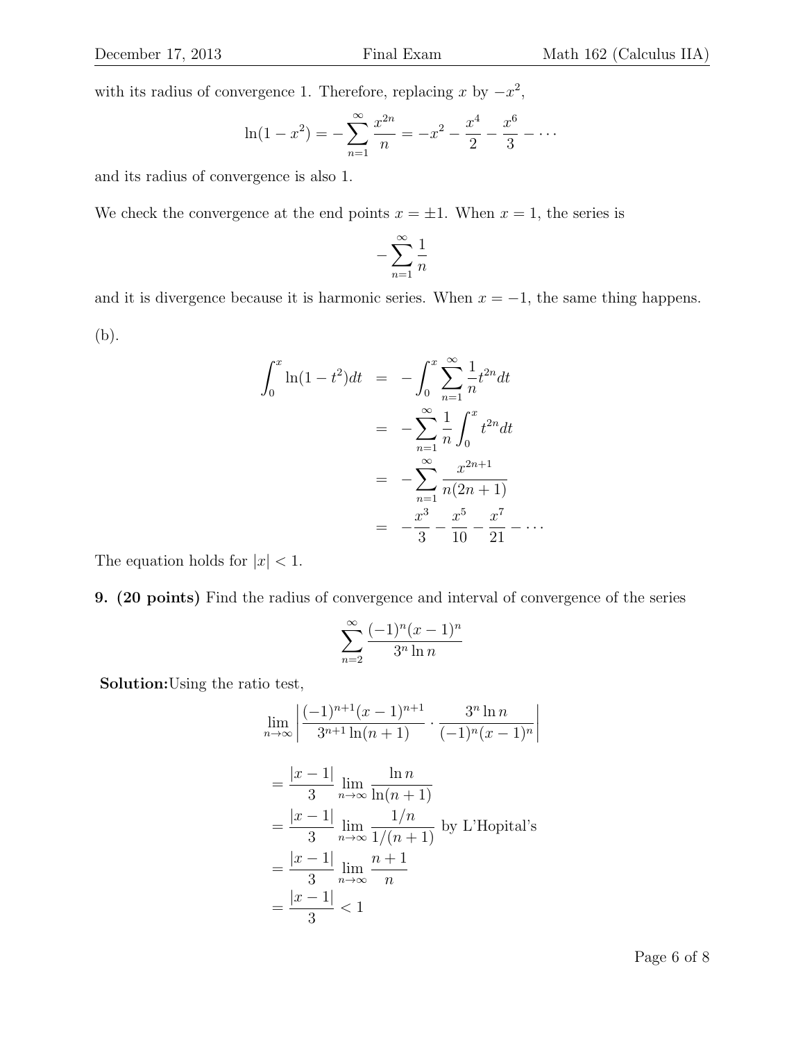with its radius of convergence 1. Therefore, replacing $x$ by $-x^2$,

$$\ln(1-x^2) = -\sum_{n=1}^{\infty} \frac{x^{2n}}{n} = -x^2 - \frac{x^4}{2} - \frac{x^6}{3} - \cdots$$

and its radius of convergence is also 1.

We check the convergence at the end points $x = \pm 1$. When $x = 1$, the series is

$$-\sum_{n=1}^{\infty} \frac{1}{n}$$

and it is divergence because it is harmonic series. When $x = -1$, the same thing happens.

(b).

$$\begin{aligned}
\int_0^x \ln(1-t^2)dt &= -\int_0^x \sum_{n=1}^{\infty} \frac{1}{n} t^{2n} dt \\
&= -\sum_{n=1}^{\infty} \frac{1}{n} \int_0^x t^{2n} dt \\
&= -\sum_{n=1}^{\infty} \frac{x^{2n+1}}{n(2n+1)} \\
&= -\frac{x^3}{3} - \frac{x^5}{10} - \frac{x^7}{21} - \cdots
\end{aligned}$$

The equation holds for $|x| < 1$.

**9. (20 points)** Find the radius of convergence and interval of convergence of the series

$$\sum_{n=2}^{\infty} \frac{(-1)^n (x-1)^n}{3^n \ln n}$$

**Solution:** Using the ratio test,

$$\lim_{n \to \infty} \left| \frac{(-1)^{n+1}(x-1)^{n+1}}{3^{n+1}\ln(n+1)} \cdot \frac{3^n \ln n}{(-1)^n (x-1)^n} \right|$$

$$\begin{aligned}
&= \frac{|x-1|}{3} \lim_{n \to \infty} \frac{\ln n}{\ln(n+1)} \\
&= \frac{|x-1|}{3} \lim_{n \to \infty} \frac{1/n}{1/(n+1)} \text{ by L'Hopital's} \\
&= \frac{|x-1|}{3} \lim_{n \to \infty} \frac{n+1}{n} \\
&= \frac{|x-1|}{3} < 1
\end{aligned}$$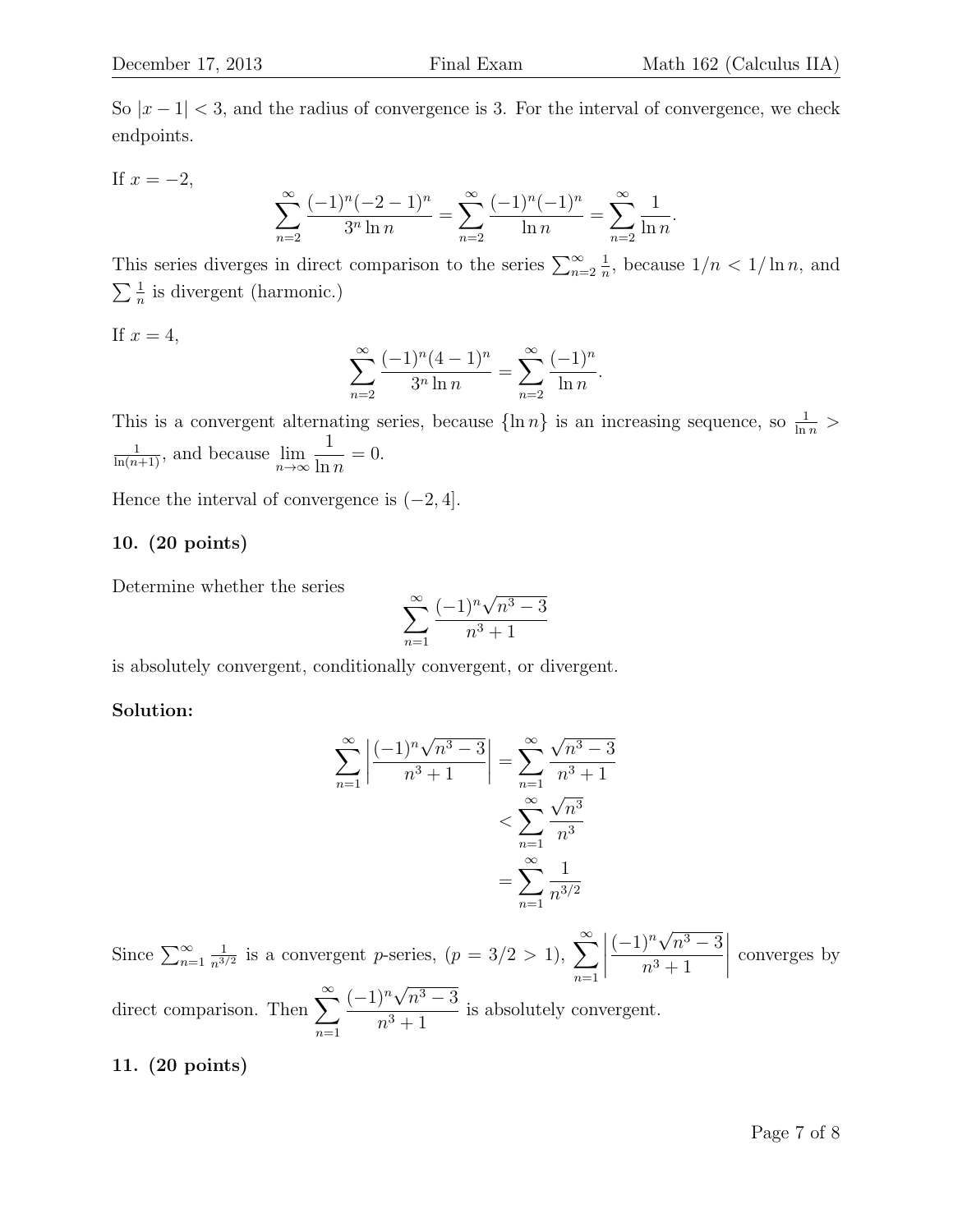So $|x-1| < 3$, and the radius of convergence is 3. For the interval of convergence, we check endpoints.

If $x = -2$,

$$\sum_{n=2}^{\infty} \frac{(-1)^n(-2-1)^n}{3^n \ln n} = \sum_{n=2}^{\infty} \frac{(-1)^n(-1)^n}{\ln n} = \sum_{n=2}^{\infty} \frac{1}{\ln n}.$$

This series diverges in direct comparison to the series $\sum_{n=2}^{\infty} \frac{1}{n}$, because $1/n < 1/\ln n$, and $\sum \frac{1}{n}$ is divergent (harmonic.)

If $x = 4$,

$$\sum_{n=2}^{\infty} \frac{(-1)^n(4-1)^n}{3^n \ln n} = \sum_{n=2}^{\infty} \frac{(-1)^n}{\ln n}.$$

This is a convergent alternating series, because $\{\ln n\}$ is an increasing sequence, so $\frac{1}{\ln n} > \frac{1}{\ln(n+1)}$, and because $\lim_{n\to\infty} \frac{1}{\ln n} = 0$.

Hence the interval of convergence is $(-2, 4]$.

**10. (20 points)**

Determine whether the series

$$\sum_{n=1}^{\infty} \frac{(-1)^n \sqrt{n^3-3}}{n^3+1}$$

is absolutely convergent, conditionally convergent, or divergent.

**Solution:**

$$\begin{aligned}
\sum_{n=1}^{\infty} \left| \frac{(-1)^n \sqrt{n^3-3}}{n^3+1} \right| &= \sum_{n=1}^{\infty} \frac{\sqrt{n^3-3}}{n^3+1} \\
&< \sum_{n=1}^{\infty} \frac{\sqrt{n^3}}{n^3} \\
&= \sum_{n=1}^{\infty} \frac{1}{n^{3/2}}
\end{aligned}$$

Since $\sum_{n=1}^{\infty} \frac{1}{n^{3/2}}$ is a convergent $p$-series, ($p = 3/2 > 1$), $\sum_{n=1}^{\infty} \left| \frac{(-1)^n \sqrt{n^3-3}}{n^3+1} \right|$ converges by direct comparison. Then $\sum_{n=1}^{\infty} \frac{(-1)^n \sqrt{n^3-3}}{n^3+1}$ is absolutely convergent.

**11. (20 points)**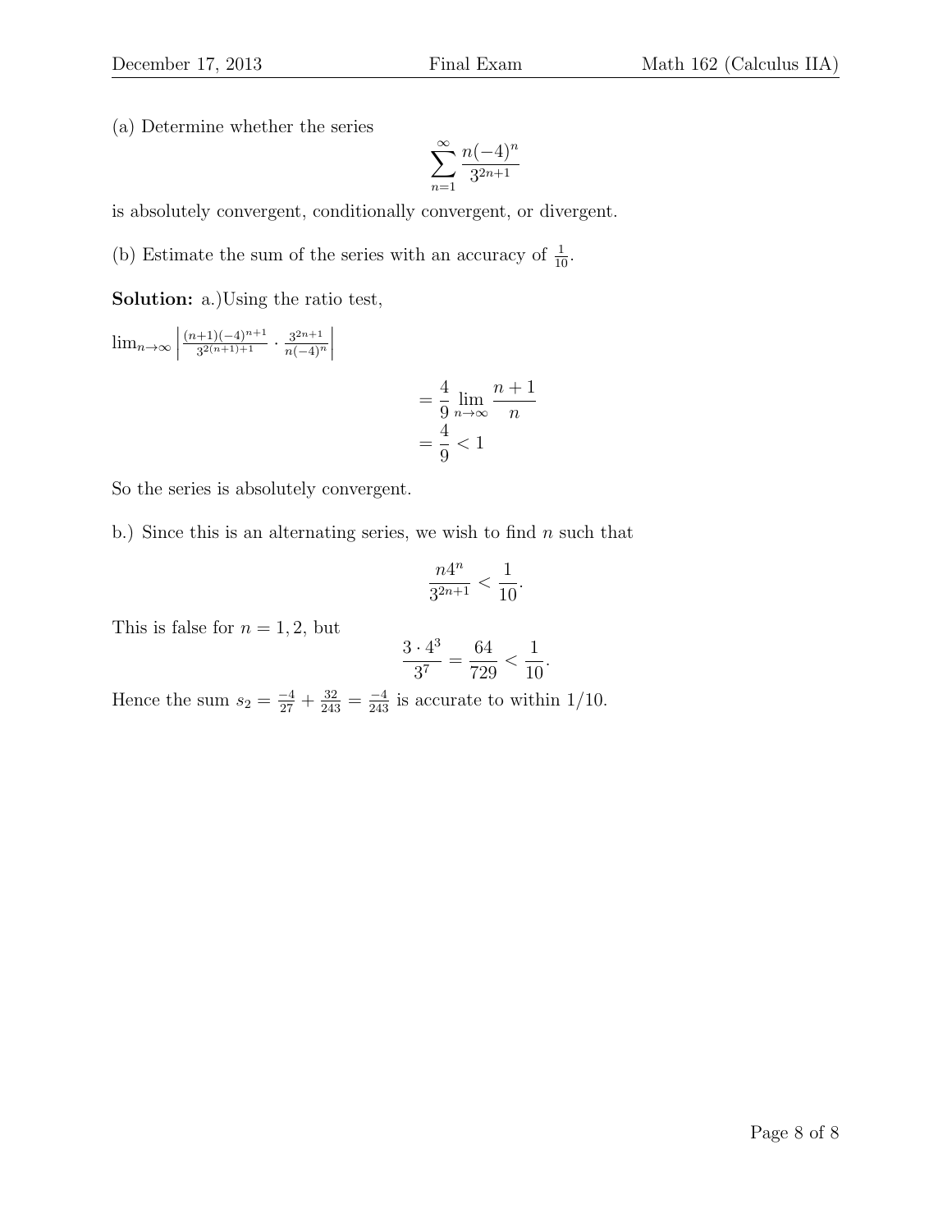(a) Determine whether the series

$$\sum_{n=1}^{\infty} \frac{n(-4)^n}{3^{2n+1}}$$

is absolutely convergent, conditionally convergent, or divergent.

(b) Estimate the sum of the series with an accuracy of $\frac{1}{10}$.

**Solution:** a.)Using the ratio test,

$\lim_{n\to\infty} \left| \frac{(n+1)(-4)^{n+1}}{3^{2(n+1)+1}} \cdot \frac{3^{2n+1}}{n(-4)^n} \right|$

$$= \frac{4}{9} \lim_{n\to\infty} \frac{n+1}{n}$$
$$= \frac{4}{9} < 1$$

So the series is absolutely convergent.

b.) Since this is an alternating series, we wish to find $n$ such that

$$\frac{n4^n}{3^{2n+1}} < \frac{1}{10}.$$

This is false for $n = 1, 2$, but

$$\frac{3 \cdot 4^3}{3^7} = \frac{64}{729} < \frac{1}{10}.$$

Hence the sum $s_2 = \frac{-4}{27} + \frac{32}{243} = \frac{-4}{243}$ is accurate to within $1/10$.